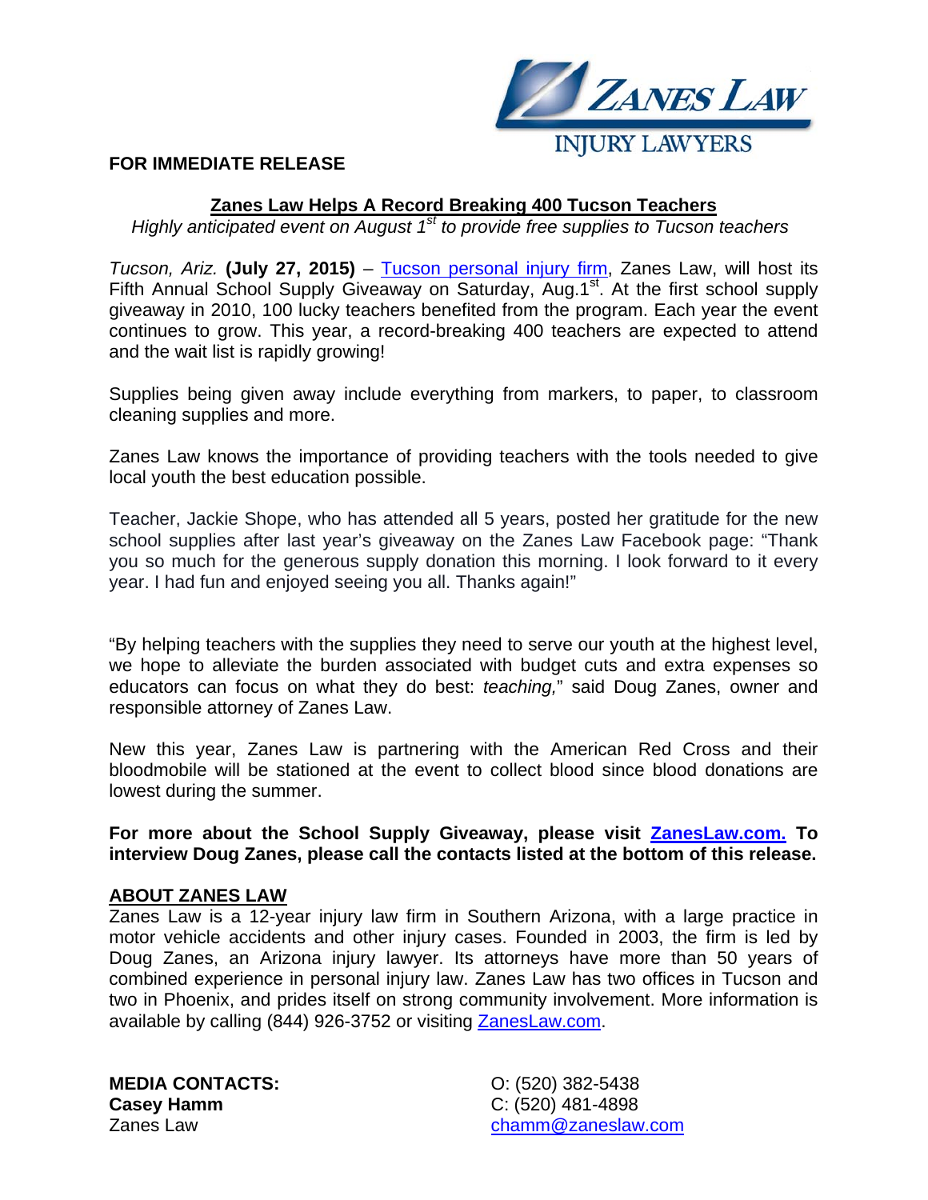ZANES LAW
INJURY LAWYERS

**FOR IMMEDIATE RELEASE**

## Zanes Law Helps A Record Breaking 400 Tucson Teachers

*Highly anticipated event on August 1st to provide free supplies to Tucson teachers*

*Tucson, Ariz.* **(July 27, 2015)** – Tucson personal injury firm, Zanes Law, will host its Fifth Annual School Supply Giveaway on Saturday, Aug.1st. At the first school supply giveaway in 2010, 100 lucky teachers benefited from the program. Each year the event continues to grow. This year, a record-breaking 400 teachers are expected to attend and the wait list is rapidly growing!

Supplies being given away include everything from markers, to paper, to classroom cleaning supplies and more.

Zanes Law knows the importance of providing teachers with the tools needed to give local youth the best education possible.

Teacher, Jackie Shope, who has attended all 5 years, posted her gratitude for the new school supplies after last year's giveaway on the Zanes Law Facebook page: "Thank you so much for the generous supply donation this morning. I look forward to it every year. I had fun and enjoyed seeing you all. Thanks again!"

"By helping teachers with the supplies they need to serve our youth at the highest level, we hope to alleviate the burden associated with budget cuts and extra expenses so educators can focus on what they do best: *teaching,*" said Doug Zanes, owner and responsible attorney of Zanes Law.

New this year, Zanes Law is partnering with the American Red Cross and their bloodmobile will be stationed at the event to collect blood since blood donations are lowest during the summer.

**For more about the School Supply Giveaway, please visit ZanesLaw.com. To interview Doug Zanes, please call the contacts listed at the bottom of this release.**

## ABOUT ZANES LAW

Zanes Law is a 12-year injury law firm in Southern Arizona, with a large practice in motor vehicle accidents and other injury cases. Founded in 2003, the firm is led by Doug Zanes, an Arizona injury lawyer. Its attorneys have more than 50 years of combined experience in personal injury law. Zanes Law has two offices in Tucson and two in Phoenix, and prides itself on strong community involvement. More information is available by calling (844) 926-3752 or visiting ZanesLaw.com.

**MEDIA CONTACTS:**
**Casey Hamm**
Zanes Law

O: (520) 382-5438
C: (520) 481-4898
chamm@zaneslaw.com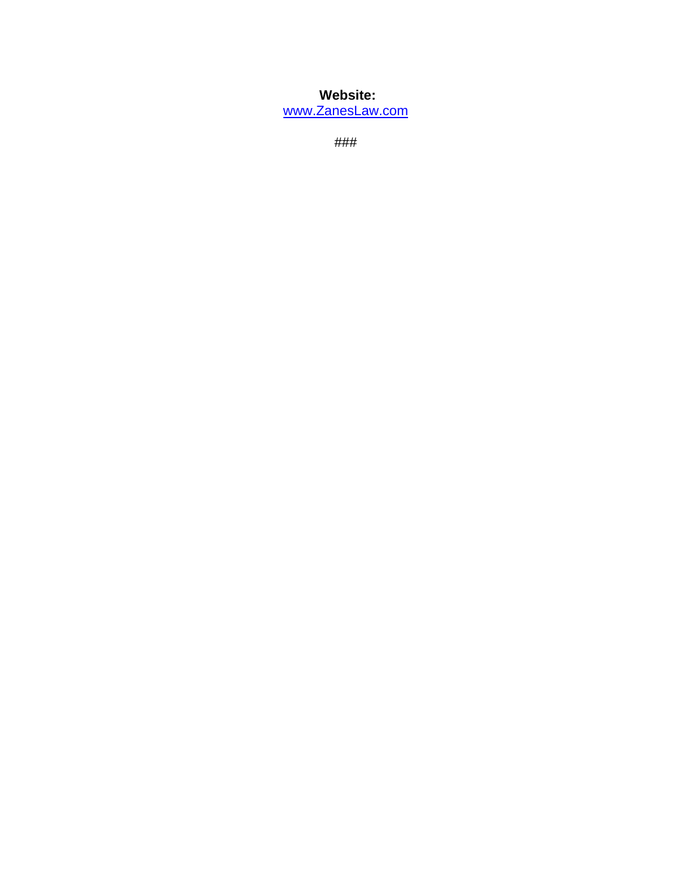**Website:**
[www.ZanesLaw.com](http://www.ZanesLaw.com)

###